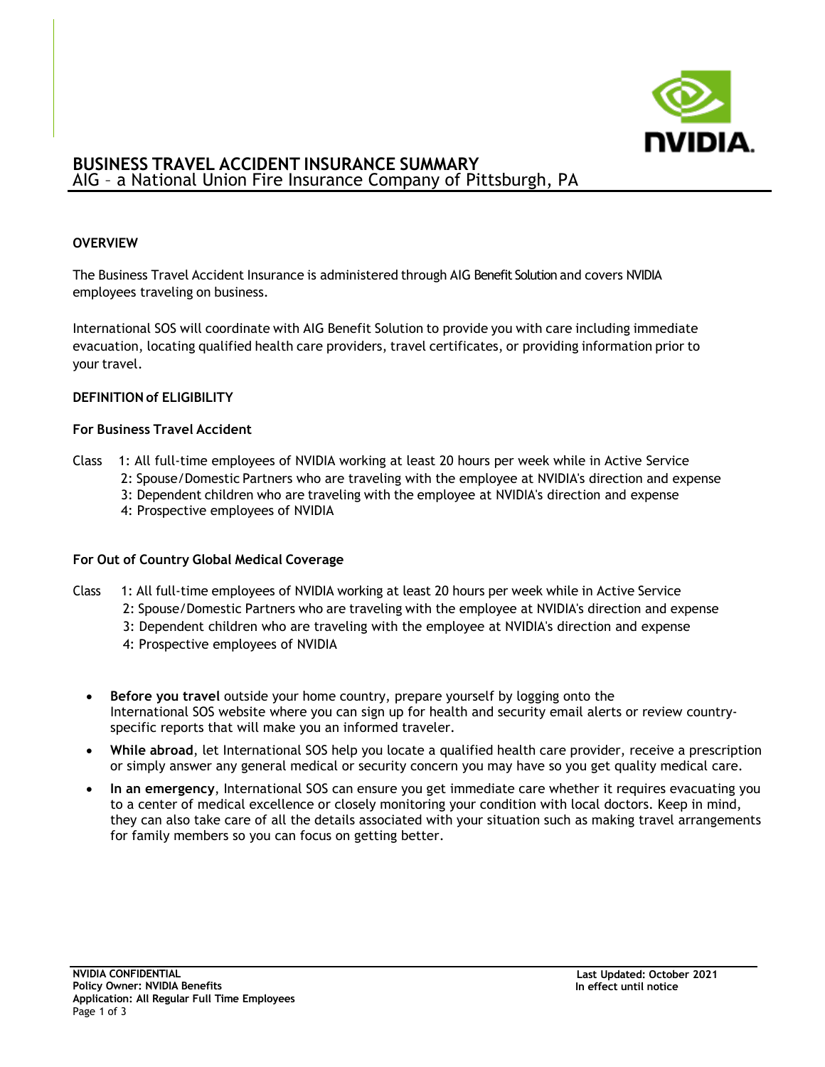# BUSINESS TRAVEL ACCIDENT INSURANCE SUMMARY

AIG – a National Union Fire Insurance Company of Pittsburgh, PA

## OVERVIEW

The Business Travel Accident Insurance is administered through AIG Benefit Solution and covers NVIDIA employees traveling on business.

International SOS will coordinate with AIG Benefit Solution to provide you with care including immediate evacuation, locating qualified health care providers, travel certificates, or providing information prior to your travel.

## DEFINITION of ELIGIBILITY

### For Business Travel Accident

Class
1: All full-time employees of NVIDIA working at least 20 hours per week while in Active Service
2: Spouse/Domestic Partners who are traveling with the employee at NVIDIA's direction and expense
3: Dependent children who are traveling with the employee at NVIDIA's direction and expense
4: Prospective employees of NVIDIA

### For Out of Country Global Medical Coverage

Class
1: All full-time employees of NVIDIA working at least 20 hours per week while in Active Service
2: Spouse/Domestic Partners who are traveling with the employee at NVIDIA's direction and expense
3: Dependent children who are traveling with the employee at NVIDIA's direction and expense
4: Prospective employees of NVIDIA

- **Before you travel** outside your home country, prepare yourself by logging onto the International SOS website where you can sign up for health and security email alerts or review country-specific reports that will make you an informed traveler.
- **While abroad**, let International SOS help you locate a qualified health care provider, receive a prescription or simply answer any general medical or security concern you may have so you get quality medical care.
- **In an emergency**, International SOS can ensure you get immediate care whether it requires evacuating you to a center of medical excellence or closely monitoring your condition with local doctors. Keep in mind, they can also take care of all the details associated with your situation such as making travel arrangements for family members so you can focus on getting better.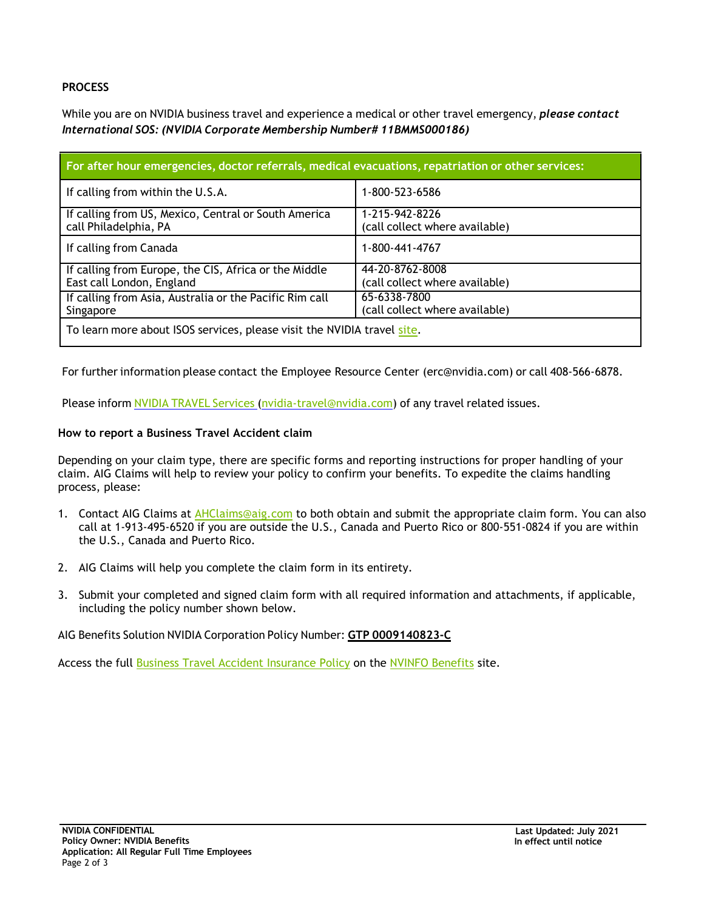**PROCESS**

While you are on NVIDIA business travel and experience a medical or other travel emergency, ***please contact International SOS: (NVIDIA Corporate Membership Number# 11BMMS000186)***

| For after hour emergencies, doctor referrals, medical evacuations, repatriation or other services: | |
|---|---|
| If calling from within the U.S.A. | 1-800-523-6586 |
| If calling from US, Mexico, Central or South America call Philadelphia, PA | 1-215-942-8226 (call collect where available) |
| If calling from Canada | 1-800-441-4767 |
| If calling from Europe, the CIS, Africa or the Middle East call London, England | 44-20-8762-8008 (call collect where available) |
| If calling from Asia, Australia or the Pacific Rim call Singapore | 65-6338-7800 (call collect where available) |
| To learn more about ISOS services, please visit the NVIDIA travel site. | |

For further information please contact the Employee Resource Center (erc@nvidia.com) or call 408-566-6878.

Please inform NVIDIA TRAVEL Services (nvidia-travel@nvidia.com) of any travel related issues.

**How to report a Business Travel Accident claim**

Depending on your claim type, there are specific forms and reporting instructions for proper handling of your claim. AIG Claims will help to review your policy to confirm your benefits. To expedite the claims handling process, please:

1. Contact AIG Claims at AHClaims@aig.com to both obtain and submit the appropriate claim form. You can also call at 1-913-495-6520 if you are outside the U.S., Canada and Puerto Rico or 800-551-0824 if you are within the U.S., Canada and Puerto Rico.

2. AIG Claims will help you complete the claim form in its entirety.

3. Submit your completed and signed claim form with all required information and attachments, if applicable, including the policy number shown below.

AIG Benefits Solution NVIDIA Corporation Policy Number: **GTP 0009140823-C**

Access the full Business Travel Accident Insurance Policy on the NVINFO Benefits site.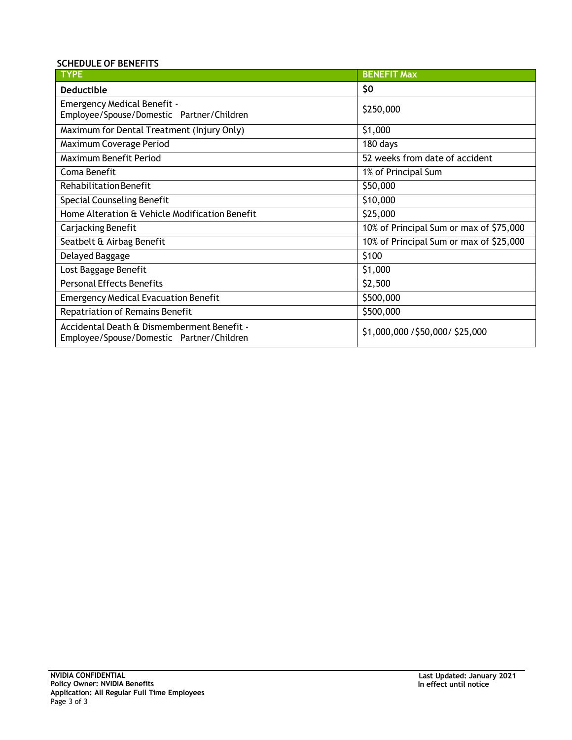**SCHEDULE OF BENEFITS**

| TYPE | BENEFIT Max |
|---|---|
| **Deductible** | **$0** |
| Emergency Medical Benefit - Employee/Spouse/Domestic Partner/Children | $250,000 |
| Maximum for Dental Treatment (Injury Only) | $1,000 |
| Maximum Coverage Period | 180 days |
| Maximum Benefit Period | 52 weeks from date of accident |
| Coma Benefit | 1% of Principal Sum |
| Rehabilitation Benefit | $50,000 |
| Special Counseling Benefit | $10,000 |
| Home Alteration & Vehicle Modification Benefit | $25,000 |
| Carjacking Benefit | 10% of Principal Sum or max of $75,000 |
| Seatbelt & Airbag Benefit | 10% of Principal Sum or max of $25,000 |
| Delayed Baggage | $100 |
| Lost Baggage Benefit | $1,000 |
| Personal Effects Benefits | $2,500 |
| Emergency Medical Evacuation Benefit | $500,000 |
| Repatriation of Remains Benefit | $500,000 |
| Accidental Death & Dismemberment Benefit - Employee/Spouse/Domestic Partner/Children | $1,000,000 /$50,000/ $25,000 |

**NVIDIA CONFIDENTIAL**
**Policy Owner: NVIDIA Benefits**
**Application: All Regular Full Time Employees**

**Last Updated: January 2021**
**In effect until notice**